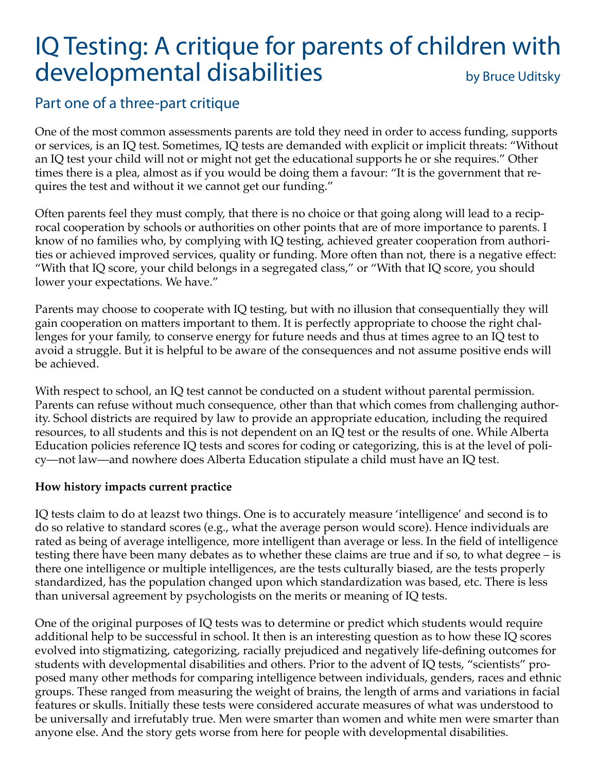# IQ Testing: A critique for parents of children with developmental disabilities

by Bruce Uditsky

## Part one of a three-part critique

One of the most common assessments parents are told they need in order to access funding, supports or services, is an IQ test. Sometimes, IQ tests are demanded with explicit or implicit threats: "Without an IQ test your child will not or might not get the educational supports he or she requires." Other times there is a plea, almost as if you would be doing them a favour: "It is the government that requires the test and without it we cannot get our funding."

Often parents feel they must comply, that there is no choice or that going along will lead to a reciprocal cooperation by schools or authorities on other points that are of more importance to parents. I know of no families who, by complying with IQ testing, achieved greater cooperation from authorities or achieved improved services, quality or funding. More often than not, there is a negative effect: "With that IQ score, your child belongs in a segregated class," or "With that IQ score, you should lower your expectations. We have."

Parents may choose to cooperate with IQ testing, but with no illusion that consequentially they will gain cooperation on matters important to them. It is perfectly appropriate to choose the right challenges for your family, to conserve energy for future needs and thus at times agree to an IQ test to avoid a struggle. But it is helpful to be aware of the consequences and not assume positive ends will be achieved.

With respect to school, an IQ test cannot be conducted on a student without parental permission. Parents can refuse without much consequence, other than that which comes from challenging authority. School districts are required by law to provide an appropriate education, including the required resources, to all students and this is not dependent on an IQ test or the results of one. While Alberta Education policies reference IQ tests and scores for coding or categorizing, this is at the level of policy—not law—and nowhere does Alberta Education stipulate a child must have an IQ test.

**How history impacts current practice**

IQ tests claim to do at leazst two things. One is to accurately measure 'intelligence' and second is to do so relative to standard scores (e.g., what the average person would score). Hence individuals are rated as being of average intelligence, more intelligent than average or less. In the field of intelligence testing there have been many debates as to whether these claims are true and if so, to what degree – is there one intelligence or multiple intelligences, are the tests culturally biased, are the tests properly standardized, has the population changed upon which standardization was based, etc. There is less than universal agreement by psychologists on the merits or meaning of IQ tests.

One of the original purposes of IQ tests was to determine or predict which students would require additional help to be successful in school. It then is an interesting question as to how these IQ scores evolved into stigmatizing, categorizing, racially prejudiced and negatively life-defining outcomes for students with developmental disabilities and others. Prior to the advent of IQ tests, "scientists" proposed many other methods for comparing intelligence between individuals, genders, races and ethnic groups. These ranged from measuring the weight of brains, the length of arms and variations in facial features or skulls. Initially these tests were considered accurate measures of what was understood to be universally and irrefutably true. Men were smarter than women and white men were smarter than anyone else. And the story gets worse from here for people with developmental disabilities.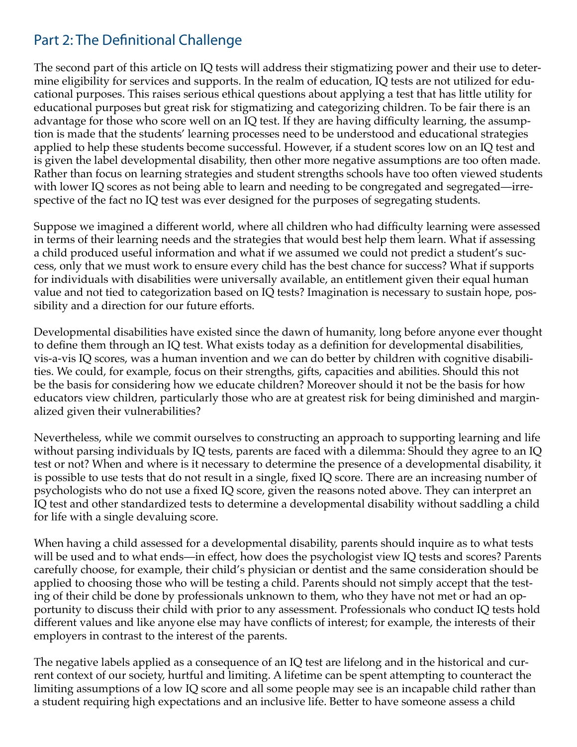## Part 2: The Definitional Challenge

The second part of this article on IQ tests will address their stigmatizing power and their use to determine eligibility for services and supports. In the realm of education, IQ tests are not utilized for educational purposes. This raises serious ethical questions about applying a test that has little utility for educational purposes but great risk for stigmatizing and categorizing children. To be fair there is an advantage for those who score well on an IQ test. If they are having difficulty learning, the assumption is made that the students' learning processes need to be understood and educational strategies applied to help these students become successful. However, if a student scores low on an IQ test and is given the label developmental disability, then other more negative assumptions are too often made. Rather than focus on learning strategies and student strengths schools have too often viewed students with lower IQ scores as not being able to learn and needing to be congregated and segregated—irrespective of the fact no IQ test was ever designed for the purposes of segregating students.

Suppose we imagined a different world, where all children who had difficulty learning were assessed in terms of their learning needs and the strategies that would best help them learn. What if assessing a child produced useful information and what if we assumed we could not predict a student's success, only that we must work to ensure every child has the best chance for success? What if supports for individuals with disabilities were universally available, an entitlement given their equal human value and not tied to categorization based on IQ tests? Imagination is necessary to sustain hope, possibility and a direction for our future efforts.

Developmental disabilities have existed since the dawn of humanity, long before anyone ever thought to define them through an IQ test. What exists today as a definition for developmental disabilities, vis-a-vis IQ scores, was a human invention and we can do better by children with cognitive disabilities. We could, for example, focus on their strengths, gifts, capacities and abilities. Should this not be the basis for considering how we educate children? Moreover should it not be the basis for how educators view children, particularly those who are at greatest risk for being diminished and marginalized given their vulnerabilities?

Nevertheless, while we commit ourselves to constructing an approach to supporting learning and life without parsing individuals by IQ tests, parents are faced with a dilemma: Should they agree to an IQ test or not? When and where is it necessary to determine the presence of a developmental disability, it is possible to use tests that do not result in a single, fixed IQ score. There are an increasing number of psychologists who do not use a fixed IQ score, given the reasons noted above. They can interpret an IQ test and other standardized tests to determine a developmental disability without saddling a child for life with a single devaluing score.

When having a child assessed for a developmental disability, parents should inquire as to what tests will be used and to what ends—in effect, how does the psychologist view IQ tests and scores? Parents carefully choose, for example, their child's physician or dentist and the same consideration should be applied to choosing those who will be testing a child. Parents should not simply accept that the testing of their child be done by professionals unknown to them, who they have not met or had an opportunity to discuss their child with prior to any assessment. Professionals who conduct IQ tests hold different values and like anyone else may have conflicts of interest; for example, the interests of their employers in contrast to the interest of the parents.

The negative labels applied as a consequence of an IQ test are lifelong and in the historical and current context of our society, hurtful and limiting. A lifetime can be spent attempting to counteract the limiting assumptions of a low IQ score and all some people may see is an incapable child rather than a student requiring high expectations and an inclusive life. Better to have someone assess a child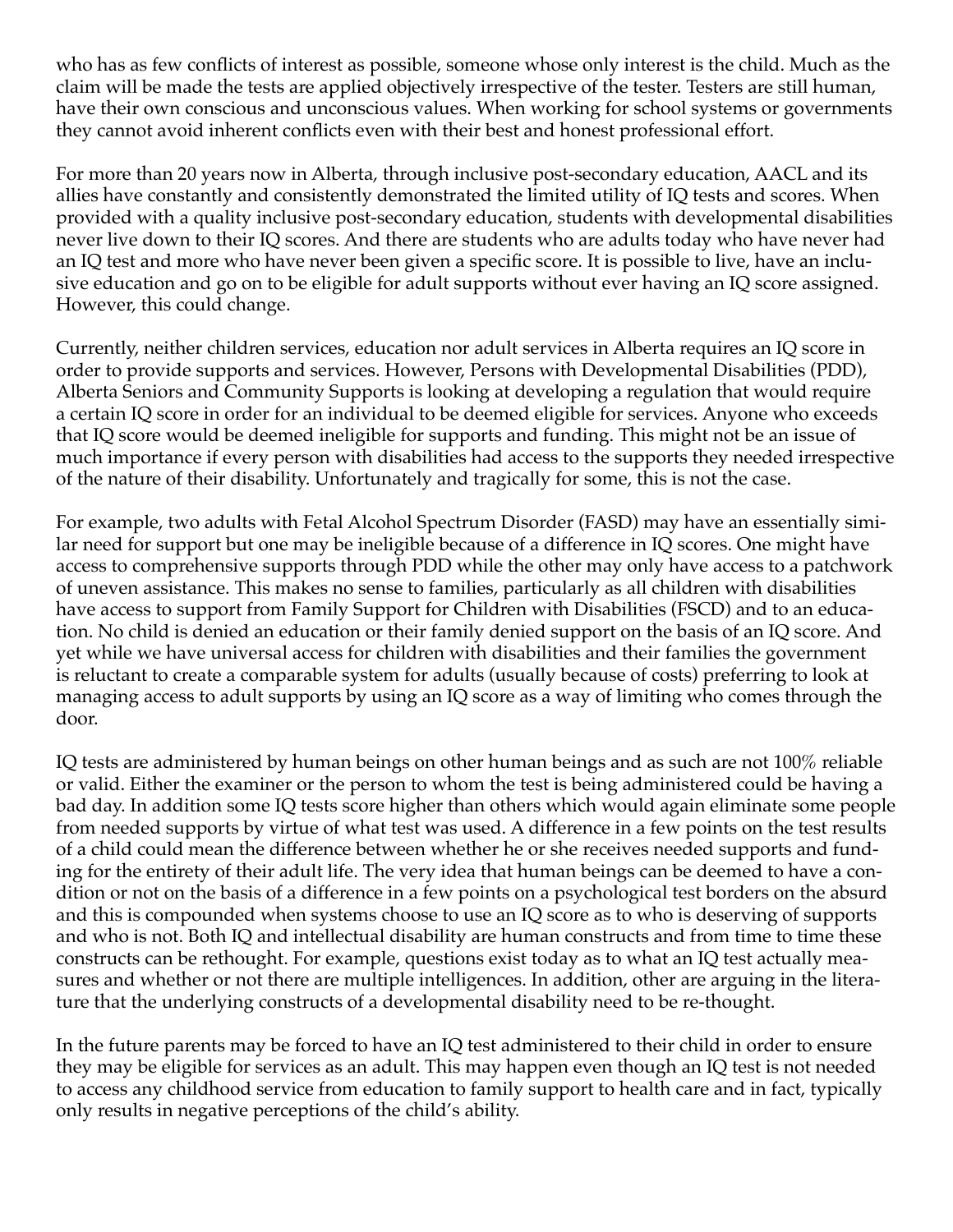who has as few conflicts of interest as possible, someone whose only interest is the child. Much as the claim will be made the tests are applied objectively irrespective of the tester. Testers are still human, have their own conscious and unconscious values. When working for school systems or governments they cannot avoid inherent conflicts even with their best and honest professional effort.

For more than 20 years now in Alberta, through inclusive post-secondary education, AACL and its allies have constantly and consistently demonstrated the limited utility of IQ tests and scores. When provided with a quality inclusive post-secondary education, students with developmental disabilities never live down to their IQ scores. And there are students who are adults today who have never had an IQ test and more who have never been given a specific score. It is possible to live, have an inclusive education and go on to be eligible for adult supports without ever having an IQ score assigned. However, this could change.

Currently, neither children services, education nor adult services in Alberta requires an IQ score in order to provide supports and services. However, Persons with Developmental Disabilities (PDD), Alberta Seniors and Community Supports is looking at developing a regulation that would require a certain IQ score in order for an individual to be deemed eligible for services. Anyone who exceeds that IQ score would be deemed ineligible for supports and funding. This might not be an issue of much importance if every person with disabilities had access to the supports they needed irrespective of the nature of their disability. Unfortunately and tragically for some, this is not the case.

For example, two adults with Fetal Alcohol Spectrum Disorder (FASD) may have an essentially similar need for support but one may be ineligible because of a difference in IQ scores. One might have access to comprehensive supports through PDD while the other may only have access to a patchwork of uneven assistance. This makes no sense to families, particularly as all children with disabilities have access to support from Family Support for Children with Disabilities (FSCD) and to an education. No child is denied an education or their family denied support on the basis of an IQ score. And yet while we have universal access for children with disabilities and their families the government is reluctant to create a comparable system for adults (usually because of costs) preferring to look at managing access to adult supports by using an IQ score as a way of limiting who comes through the door.

IQ tests are administered by human beings on other human beings and as such are not 100% reliable or valid. Either the examiner or the person to whom the test is being administered could be having a bad day. In addition some IQ tests score higher than others which would again eliminate some people from needed supports by virtue of what test was used. A difference in a few points on the test results of a child could mean the difference between whether he or she receives needed supports and funding for the entirety of their adult life. The very idea that human beings can be deemed to have a condition or not on the basis of a difference in a few points on a psychological test borders on the absurd and this is compounded when systems choose to use an IQ score as to who is deserving of supports and who is not. Both IQ and intellectual disability are human constructs and from time to time these constructs can be rethought. For example, questions exist today as to what an IQ test actually measures and whether or not there are multiple intelligences. In addition, other are arguing in the literature that the underlying constructs of a developmental disability need to be re-thought.

In the future parents may be forced to have an IQ test administered to their child in order to ensure they may be eligible for services as an adult. This may happen even though an IQ test is not needed to access any childhood service from education to family support to health care and in fact, typically only results in negative perceptions of the child's ability.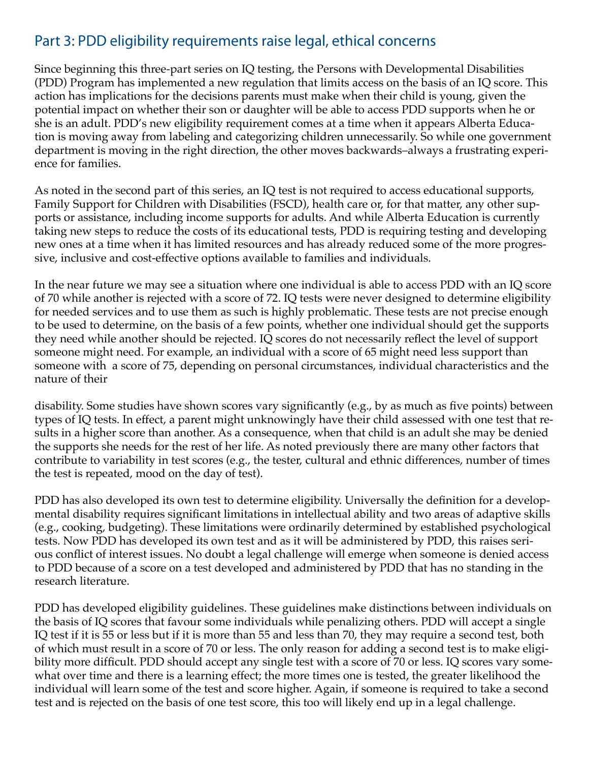## Part 3: PDD eligibility requirements raise legal, ethical concerns

Since beginning this three-part series on IQ testing, the Persons with Developmental Disabilities (PDD) Program has implemented a new regulation that limits access on the basis of an IQ score. This action has implications for the decisions parents must make when their child is young, given the potential impact on whether their son or daughter will be able to access PDD supports when he or she is an adult. PDD's new eligibility requirement comes at a time when it appears Alberta Education is moving away from labeling and categorizing children unnecessarily. So while one government department is moving in the right direction, the other moves backwards–always a frustrating experience for families.

As noted in the second part of this series, an IQ test is not required to access educational supports, Family Support for Children with Disabilities (FSCD), health care or, for that matter, any other supports or assistance, including income supports for adults. And while Alberta Education is currently taking new steps to reduce the costs of its educational tests, PDD is requiring testing and developing new ones at a time when it has limited resources and has already reduced some of the more progressive, inclusive and cost-effective options available to families and individuals.

In the near future we may see a situation where one individual is able to access PDD with an IQ score of 70 while another is rejected with a score of 72. IQ tests were never designed to determine eligibility for needed services and to use them as such is highly problematic. These tests are not precise enough to be used to determine, on the basis of a few points, whether one individual should get the supports they need while another should be rejected. IQ scores do not necessarily reflect the level of support someone might need. For example, an individual with a score of 65 might need less support than someone with a score of 75, depending on personal circumstances, individual characteristics and the nature of their disability. Some studies have shown scores vary significantly (e.g., by as much as five points) between types of IQ tests. In effect, a parent might unknowingly have their child assessed with one test that results in a higher score than another. As a consequence, when that child is an adult she may be denied the supports she needs for the rest of her life. As noted previously there are many other factors that contribute to variability in test scores (e.g., the tester, cultural and ethnic differences, number of times the test is repeated, mood on the day of test).

PDD has also developed its own test to determine eligibility. Universally the definition for a developmental disability requires significant limitations in intellectual ability and two areas of adaptive skills (e.g., cooking, budgeting). These limitations were ordinarily determined by established psychological tests. Now PDD has developed its own test and as it will be administered by PDD, this raises serious conflict of interest issues. No doubt a legal challenge will emerge when someone is denied access to PDD because of a score on a test developed and administered by PDD that has no standing in the research literature.

PDD has developed eligibility guidelines. These guidelines make distinctions between individuals on the basis of IQ scores that favour some individuals while penalizing others. PDD will accept a single IQ test if it is 55 or less but if it is more than 55 and less than 70, they may require a second test, both of which must result in a score of 70 or less. The only reason for adding a second test is to make eligibility more difficult. PDD should accept any single test with a score of 70 or less. IQ scores vary somewhat over time and there is a learning effect; the more times one is tested, the greater likelihood the individual will learn some of the test and score higher. Again, if someone is required to take a second test and is rejected on the basis of one test score, this too will likely end up in a legal challenge.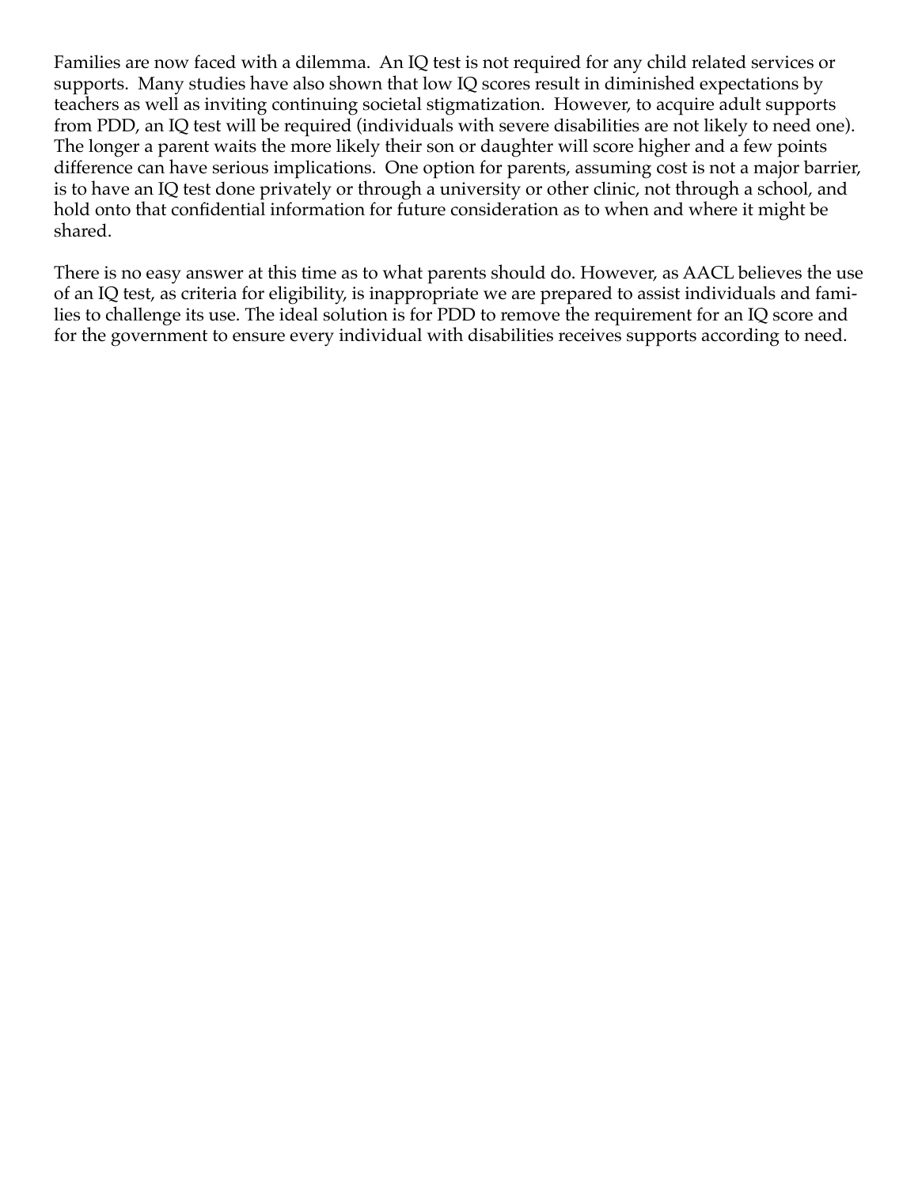Families are now faced with a dilemma. An IQ test is not required for any child related services or supports. Many studies have also shown that low IQ scores result in diminished expectations by teachers as well as inviting continuing societal stigmatization. However, to acquire adult supports from PDD, an IQ test will be required (individuals with severe disabilities are not likely to need one). The longer a parent waits the more likely their son or daughter will score higher and a few points difference can have serious implications. One option for parents, assuming cost is not a major barrier, is to have an IQ test done privately or through a university or other clinic, not through a school, and hold onto that confidential information for future consideration as to when and where it might be shared.

There is no easy answer at this time as to what parents should do. However, as AACL believes the use of an IQ test, as criteria for eligibility, is inappropriate we are prepared to assist individuals and families to challenge its use. The ideal solution is for PDD to remove the requirement for an IQ score and for the government to ensure every individual with disabilities receives supports according to need.